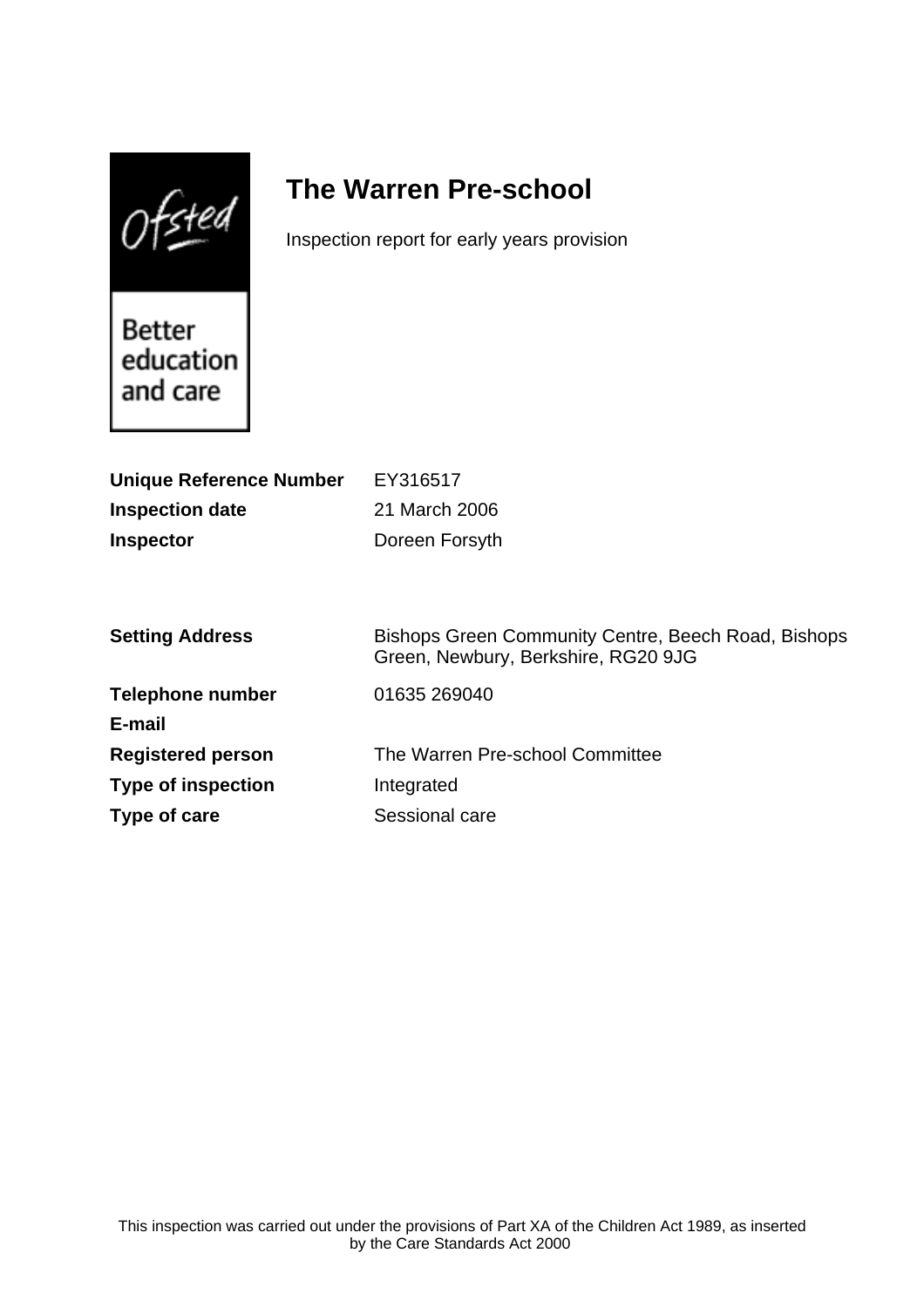# The Warren Pre-school

Inspection report for early years provision

| | |
|---|---|
| **Unique Reference Number** | EY316517 |
| **Inspection date** | 21 March 2006 |
| **Inspector** | Doreen Forsyth |

| | |
|---|---|
| **Setting Address** | Bishops Green Community Centre, Beech Road, Bishops Green, Newbury, Berkshire, RG20 9JG |
| **Telephone number** | 01635 269040 |
| **E-mail** | |
| **Registered person** | The Warren Pre-school Committee |
| **Type of inspection** | Integrated |
| **Type of care** | Sessional care |

This inspection was carried out under the provisions of Part XA of the Children Act 1989, as inserted by the Care Standards Act 2000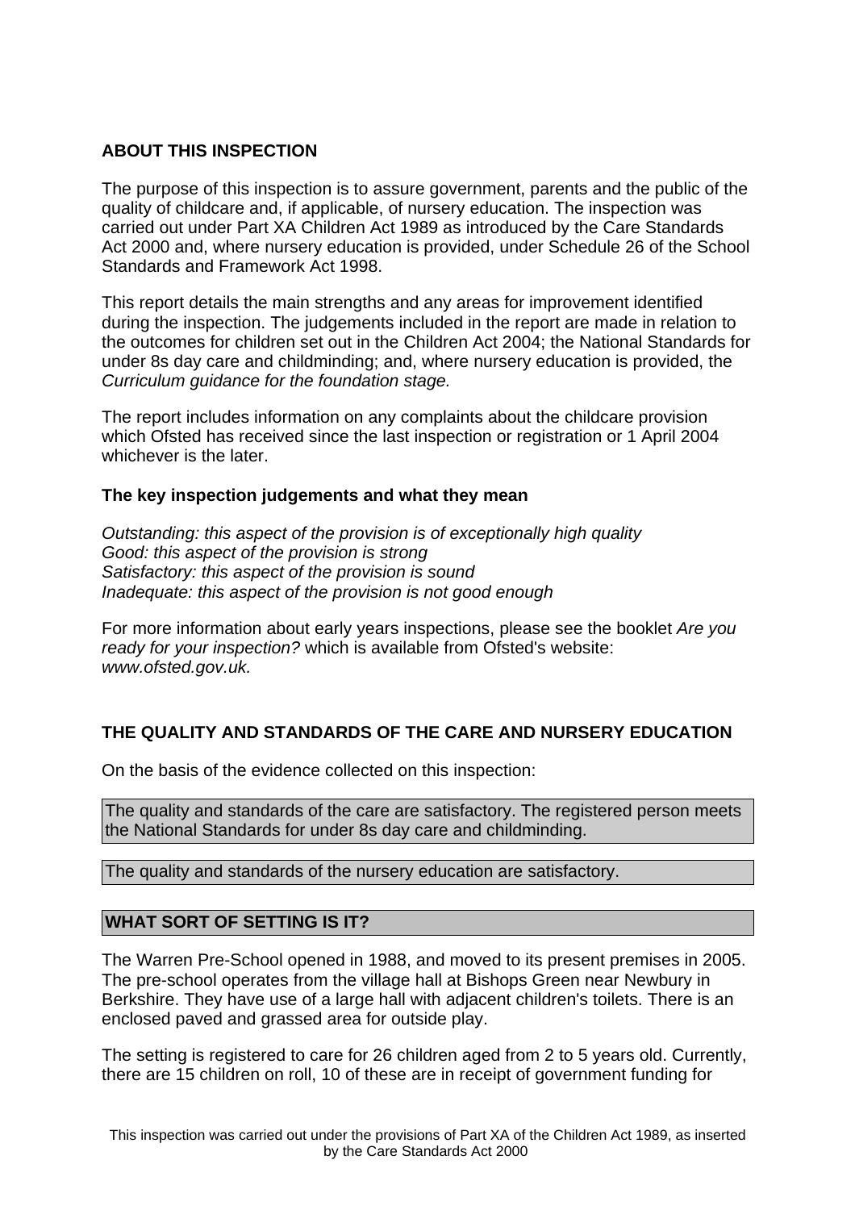## ABOUT THIS INSPECTION

The purpose of this inspection is to assure government, parents and the public of the quality of childcare and, if applicable, of nursery education. The inspection was carried out under Part XA Children Act 1989 as introduced by the Care Standards Act 2000 and, where nursery education is provided, under Schedule 26 of the School Standards and Framework Act 1998.

This report details the main strengths and any areas for improvement identified during the inspection. The judgements included in the report are made in relation to the outcomes for children set out in the Children Act 2004; the National Standards for under 8s day care and childminding; and, where nursery education is provided, the *Curriculum guidance for the foundation stage.*

The report includes information on any complaints about the childcare provision which Ofsted has received since the last inspection or registration or 1 April 2004 whichever is the later.

### The key inspection judgements and what they mean

*Outstanding: this aspect of the provision is of exceptionally high quality*
*Good: this aspect of the provision is strong*
*Satisfactory: this aspect of the provision is sound*
*Inadequate: this aspect of the provision is not good enough*

For more information about early years inspections, please see the booklet *Are you ready for your inspection?* which is available from Ofsted's website: *www.ofsted.gov.uk.*

## THE QUALITY AND STANDARDS OF THE CARE AND NURSERY EDUCATION

On the basis of the evidence collected on this inspection:

The quality and standards of the care are satisfactory. The registered person meets the National Standards for under 8s day care and childminding.

The quality and standards of the nursery education are satisfactory.

## WHAT SORT OF SETTING IS IT?

The Warren Pre-School opened in 1988, and moved to its present premises in 2005. The pre-school operates from the village hall at Bishops Green near Newbury in Berkshire. They have use of a large hall with adjacent children's toilets. There is an enclosed paved and grassed area for outside play.

The setting is registered to care for 26 children aged from 2 to 5 years old. Currently, there are 15 children on roll, 10 of these are in receipt of government funding for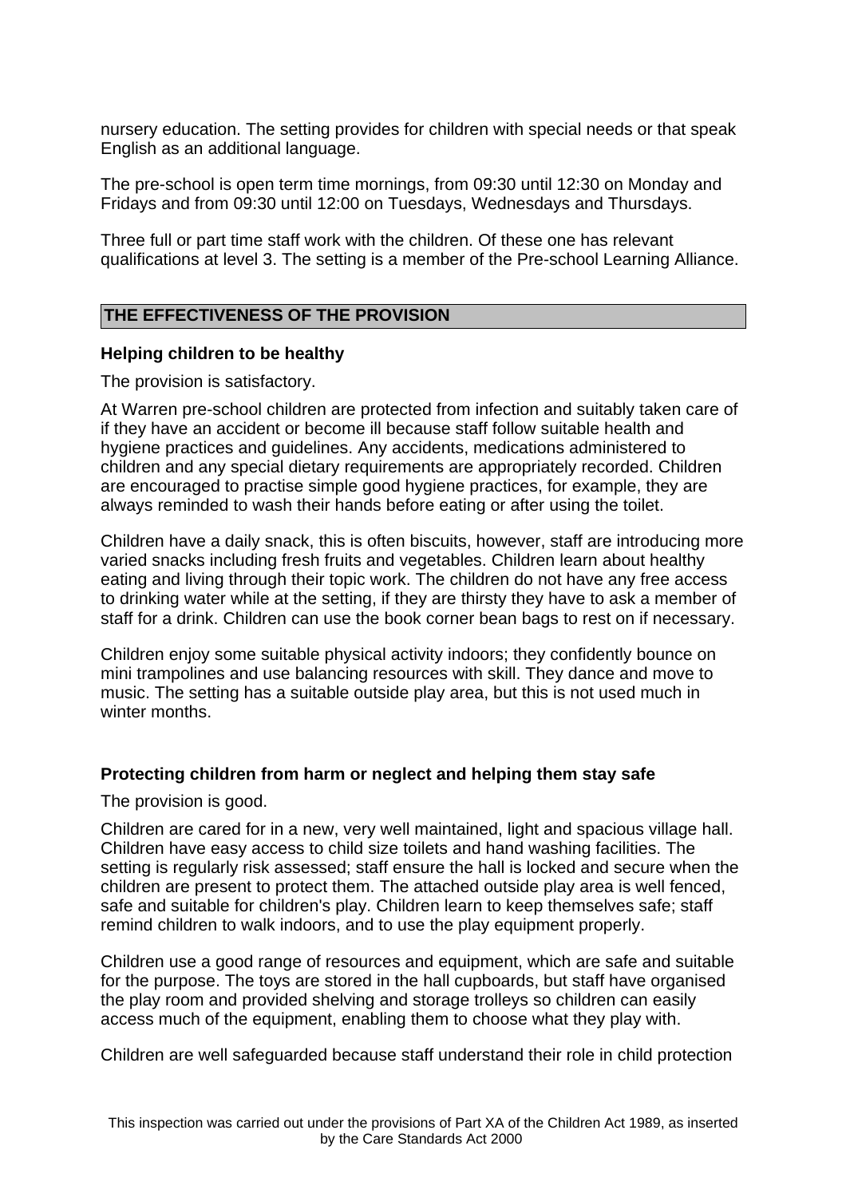nursery education. The setting provides for children with special needs or that speak English as an additional language.

The pre-school is open term time mornings, from 09:30 until 12:30 on Monday and Fridays and from 09:30 until 12:00 on Tuesdays, Wednesdays and Thursdays.

Three full or part time staff work with the children. Of these one has relevant qualifications at level 3. The setting is a member of the Pre-school Learning Alliance.

## THE EFFECTIVENESS OF THE PROVISION

### Helping children to be healthy

The provision is satisfactory.

At Warren pre-school children are protected from infection and suitably taken care of if they have an accident or become ill because staff follow suitable health and hygiene practices and guidelines. Any accidents, medications administered to children and any special dietary requirements are appropriately recorded. Children are encouraged to practise simple good hygiene practices, for example, they are always reminded to wash their hands before eating or after using the toilet.

Children have a daily snack, this is often biscuits, however, staff are introducing more varied snacks including fresh fruits and vegetables. Children learn about healthy eating and living through their topic work. The children do not have any free access to drinking water while at the setting, if they are thirsty they have to ask a member of staff for a drink. Children can use the book corner bean bags to rest on if necessary.

Children enjoy some suitable physical activity indoors; they confidently bounce on mini trampolines and use balancing resources with skill. They dance and move to music. The setting has a suitable outside play area, but this is not used much in winter months.

### Protecting children from harm or neglect and helping them stay safe

The provision is good.

Children are cared for in a new, very well maintained, light and spacious village hall. Children have easy access to child size toilets and hand washing facilities. The setting is regularly risk assessed; staff ensure the hall is locked and secure when the children are present to protect them. The attached outside play area is well fenced, safe and suitable for children's play. Children learn to keep themselves safe; staff remind children to walk indoors, and to use the play equipment properly.

Children use a good range of resources and equipment, which are safe and suitable for the purpose. The toys are stored in the hall cupboards, but staff have organised the play room and provided shelving and storage trolleys so children can easily access much of the equipment, enabling them to choose what they play with.

Children are well safeguarded because staff understand their role in child protection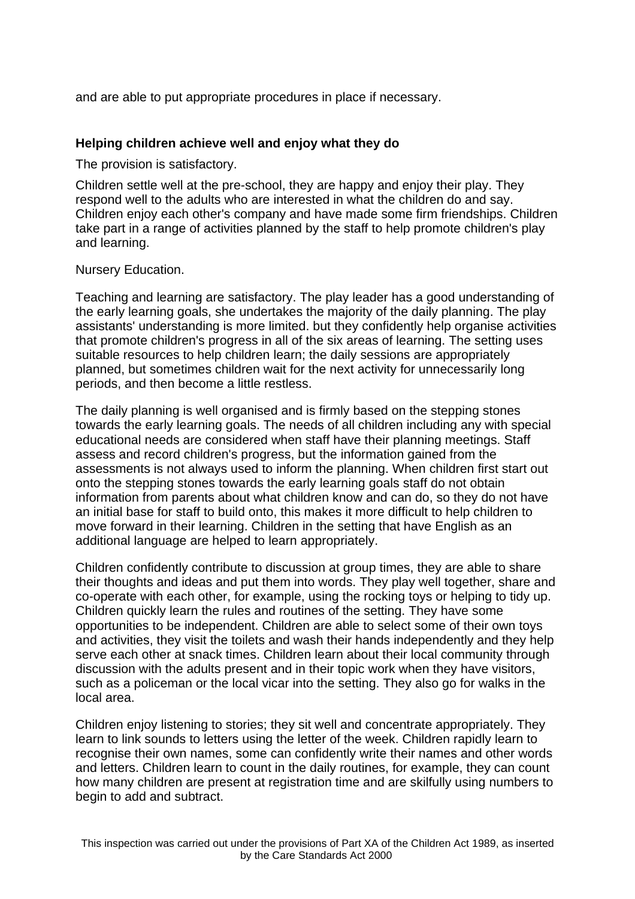and are able to put appropriate procedures in place if necessary.

### Helping children achieve well and enjoy what they do

The provision is satisfactory.

Children settle well at the pre-school, they are happy and enjoy their play. They respond well to the adults who are interested in what the children do and say. Children enjoy each other's company and have made some firm friendships. Children take part in a range of activities planned by the staff to help promote children's play and learning.

Nursery Education.

Teaching and learning are satisfactory. The play leader has a good understanding of the early learning goals, she undertakes the majority of the daily planning. The play assistants' understanding is more limited. but they confidently help organise activities that promote children's progress in all of the six areas of learning. The setting uses suitable resources to help children learn; the daily sessions are appropriately planned, but sometimes children wait for the next activity for unnecessarily long periods, and then become a little restless.

The daily planning is well organised and is firmly based on the stepping stones towards the early learning goals. The needs of all children including any with special educational needs are considered when staff have their planning meetings. Staff assess and record children's progress, but the information gained from the assessments is not always used to inform the planning. When children first start out onto the stepping stones towards the early learning goals staff do not obtain information from parents about what children know and can do, so they do not have an initial base for staff to build onto, this makes it more difficult to help children to move forward in their learning. Children in the setting that have English as an additional language are helped to learn appropriately.

Children confidently contribute to discussion at group times, they are able to share their thoughts and ideas and put them into words. They play well together, share and co-operate with each other, for example, using the rocking toys or helping to tidy up. Children quickly learn the rules and routines of the setting. They have some opportunities to be independent. Children are able to select some of their own toys and activities, they visit the toilets and wash their hands independently and they help serve each other at snack times. Children learn about their local community through discussion with the adults present and in their topic work when they have visitors, such as a policeman or the local vicar into the setting. They also go for walks in the local area.

Children enjoy listening to stories; they sit well and concentrate appropriately. They learn to link sounds to letters using the letter of the week. Children rapidly learn to recognise their own names, some can confidently write their names and other words and letters. Children learn to count in the daily routines, for example, they can count how many children are present at registration time and are skilfully using numbers to begin to add and subtract.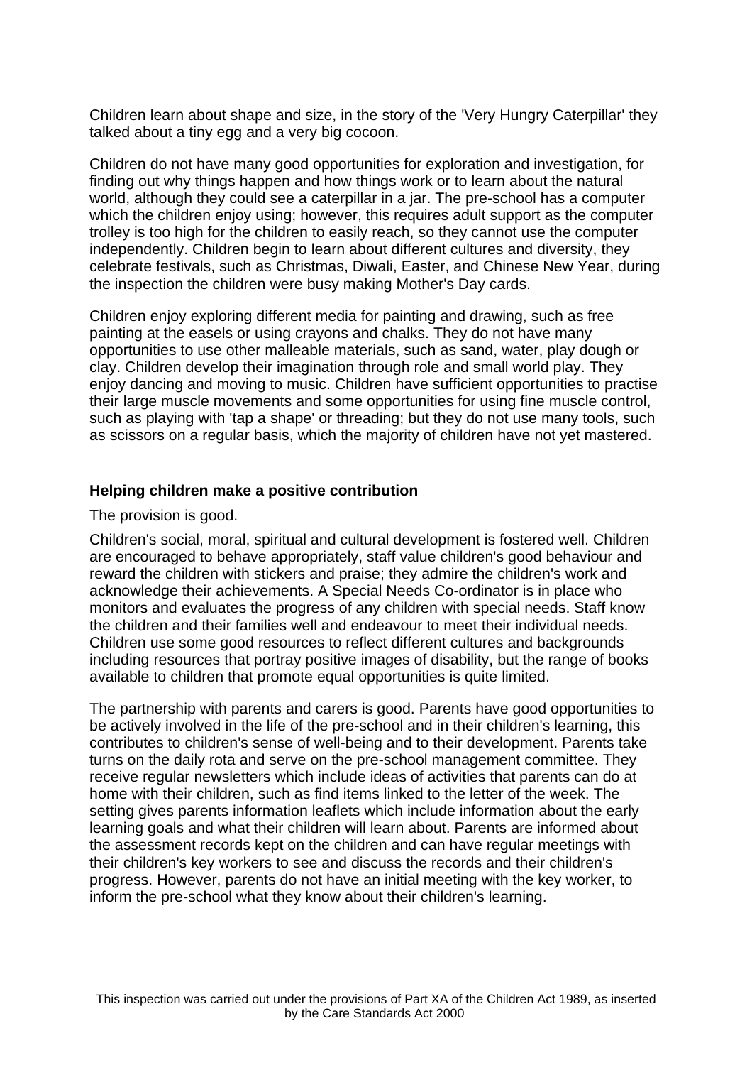Children learn about shape and size, in the story of the 'Very Hungry Caterpillar' they talked about a tiny egg and a very big cocoon.

Children do not have many good opportunities for exploration and investigation, for finding out why things happen and how things work or to learn about the natural world, although they could see a caterpillar in a jar. The pre-school has a computer which the children enjoy using; however, this requires adult support as the computer trolley is too high for the children to easily reach, so they cannot use the computer independently. Children begin to learn about different cultures and diversity, they celebrate festivals, such as Christmas, Diwali, Easter, and Chinese New Year, during the inspection the children were busy making Mother's Day cards.

Children enjoy exploring different media for painting and drawing, such as free painting at the easels or using crayons and chalks. They do not have many opportunities to use other malleable materials, such as sand, water, play dough or clay. Children develop their imagination through role and small world play. They enjoy dancing and moving to music. Children have sufficient opportunities to practise their large muscle movements and some opportunities for using fine muscle control, such as playing with 'tap a shape' or threading; but they do not use many tools, such as scissors on a regular basis, which the majority of children have not yet mastered.

**Helping children make a positive contribution**

The provision is good.

Children's social, moral, spiritual and cultural development is fostered well. Children are encouraged to behave appropriately, staff value children's good behaviour and reward the children with stickers and praise; they admire the children's work and acknowledge their achievements. A Special Needs Co-ordinator is in place who monitors and evaluates the progress of any children with special needs. Staff know the children and their families well and endeavour to meet their individual needs. Children use some good resources to reflect different cultures and backgrounds including resources that portray positive images of disability, but the range of books available to children that promote equal opportunities is quite limited.

The partnership with parents and carers is good. Parents have good opportunities to be actively involved in the life of the pre-school and in their children's learning, this contributes to children's sense of well-being and to their development. Parents take turns on the daily rota and serve on the pre-school management committee. They receive regular newsletters which include ideas of activities that parents can do at home with their children, such as find items linked to the letter of the week. The setting gives parents information leaflets which include information about the early learning goals and what their children will learn about. Parents are informed about the assessment records kept on the children and can have regular meetings with their children's key workers to see and discuss the records and their children's progress. However, parents do not have an initial meeting with the key worker, to inform the pre-school what they know about their children's learning.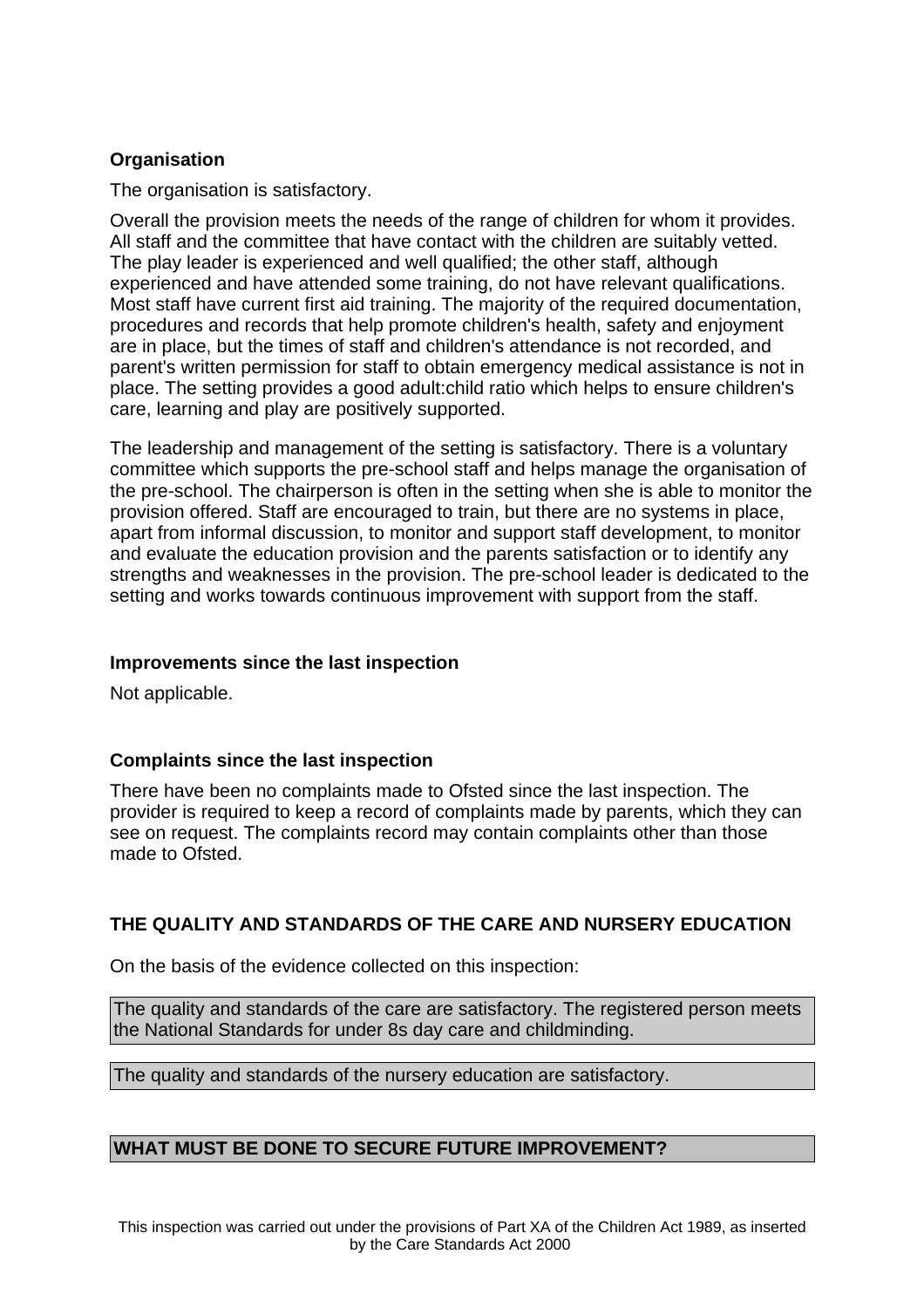**Organisation**

The organisation is satisfactory.

Overall the provision meets the needs of the range of children for whom it provides. All staff and the committee that have contact with the children are suitably vetted. The play leader is experienced and well qualified; the other staff, although experienced and have attended some training, do not have relevant qualifications. Most staff have current first aid training. The majority of the required documentation, procedures and records that help promote children's health, safety and enjoyment are in place, but the times of staff and children's attendance is not recorded, and parent's written permission for staff to obtain emergency medical assistance is not in place. The setting provides a good adult:child ratio which helps to ensure children's care, learning and play are positively supported.

The leadership and management of the setting is satisfactory. There is a voluntary committee which supports the pre-school staff and helps manage the organisation of the pre-school. The chairperson is often in the setting when she is able to monitor the provision offered. Staff are encouraged to train, but there are no systems in place, apart from informal discussion, to monitor and support staff development, to monitor and evaluate the education provision and the parents satisfaction or to identify any strengths and weaknesses in the provision. The pre-school leader is dedicated to the setting and works towards continuous improvement with support from the staff.

**Improvements since the last inspection**

Not applicable.

**Complaints since the last inspection**

There have been no complaints made to Ofsted since the last inspection. The provider is required to keep a record of complaints made by parents, which they can see on request. The complaints record may contain complaints other than those made to Ofsted.

**THE QUALITY AND STANDARDS OF THE CARE AND NURSERY EDUCATION**

On the basis of the evidence collected on this inspection:

The quality and standards of the care are satisfactory. The registered person meets the National Standards for under 8s day care and childminding.

The quality and standards of the nursery education are satisfactory.

**WHAT MUST BE DONE TO SECURE FUTURE IMPROVEMENT?**

This inspection was carried out under the provisions of Part XA of the Children Act 1989, as inserted by the Care Standards Act 2000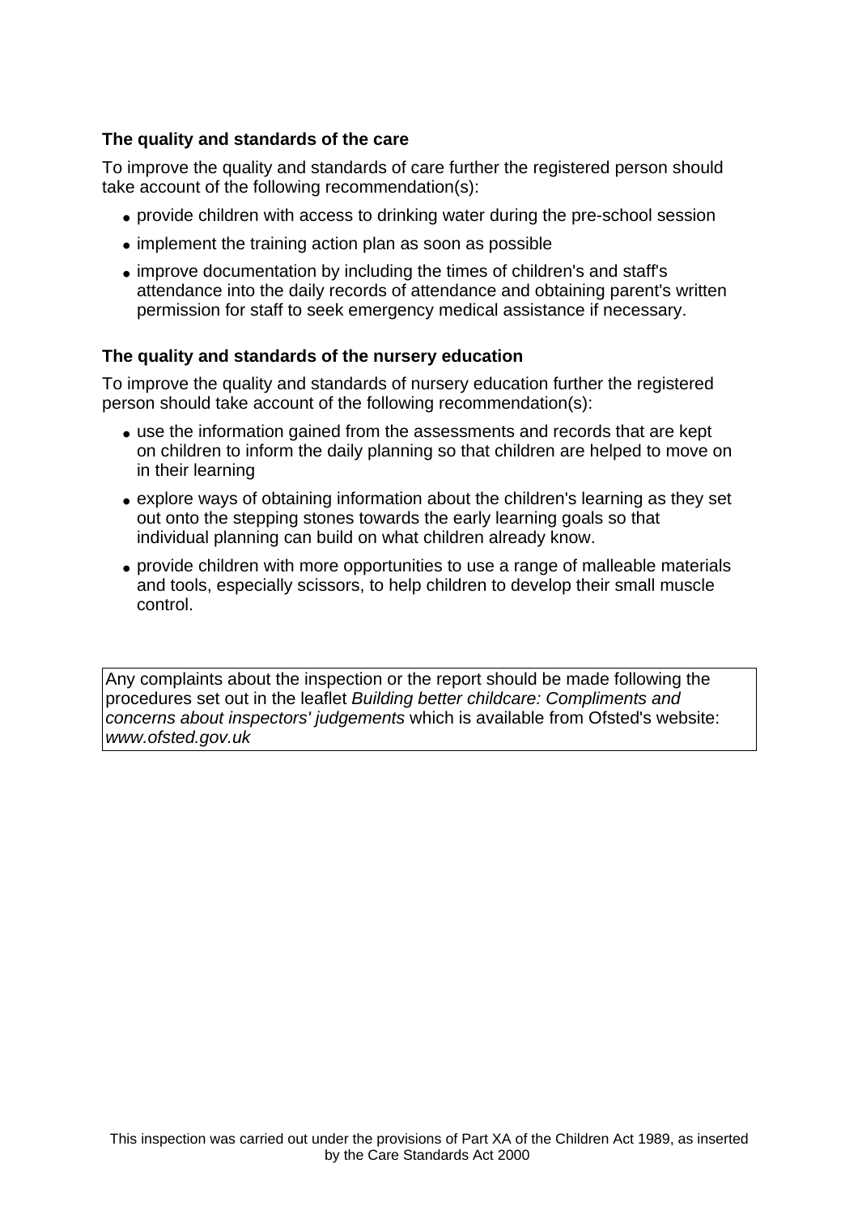**The quality and standards of the care**

To improve the quality and standards of care further the registered person should take account of the following recommendation(s):

- provide children with access to drinking water during the pre-school session
- implement the training action plan as soon as possible
- improve documentation by including the times of children's and staff's attendance into the daily records of attendance and obtaining parent's written permission for staff to seek emergency medical assistance if necessary.

**The quality and standards of the nursery education**

To improve the quality and standards of nursery education further the registered person should take account of the following recommendation(s):

- use the information gained from the assessments and records that are kept on children to inform the daily planning so that children are helped to move on in their learning
- explore ways of obtaining information about the children's learning as they set out onto the stepping stones towards the early learning goals so that individual planning can build on what children already know.
- provide children with more opportunities to use a range of malleable materials and tools, especially scissors, to help children to develop their small muscle control.

Any complaints about the inspection or the report should be made following the procedures set out in the leaflet *Building better childcare: Compliments and concerns about inspectors' judgements* which is available from Ofsted's website: *www.ofsted.gov.uk*

This inspection was carried out under the provisions of Part XA of the Children Act 1989, as inserted by the Care Standards Act 2000